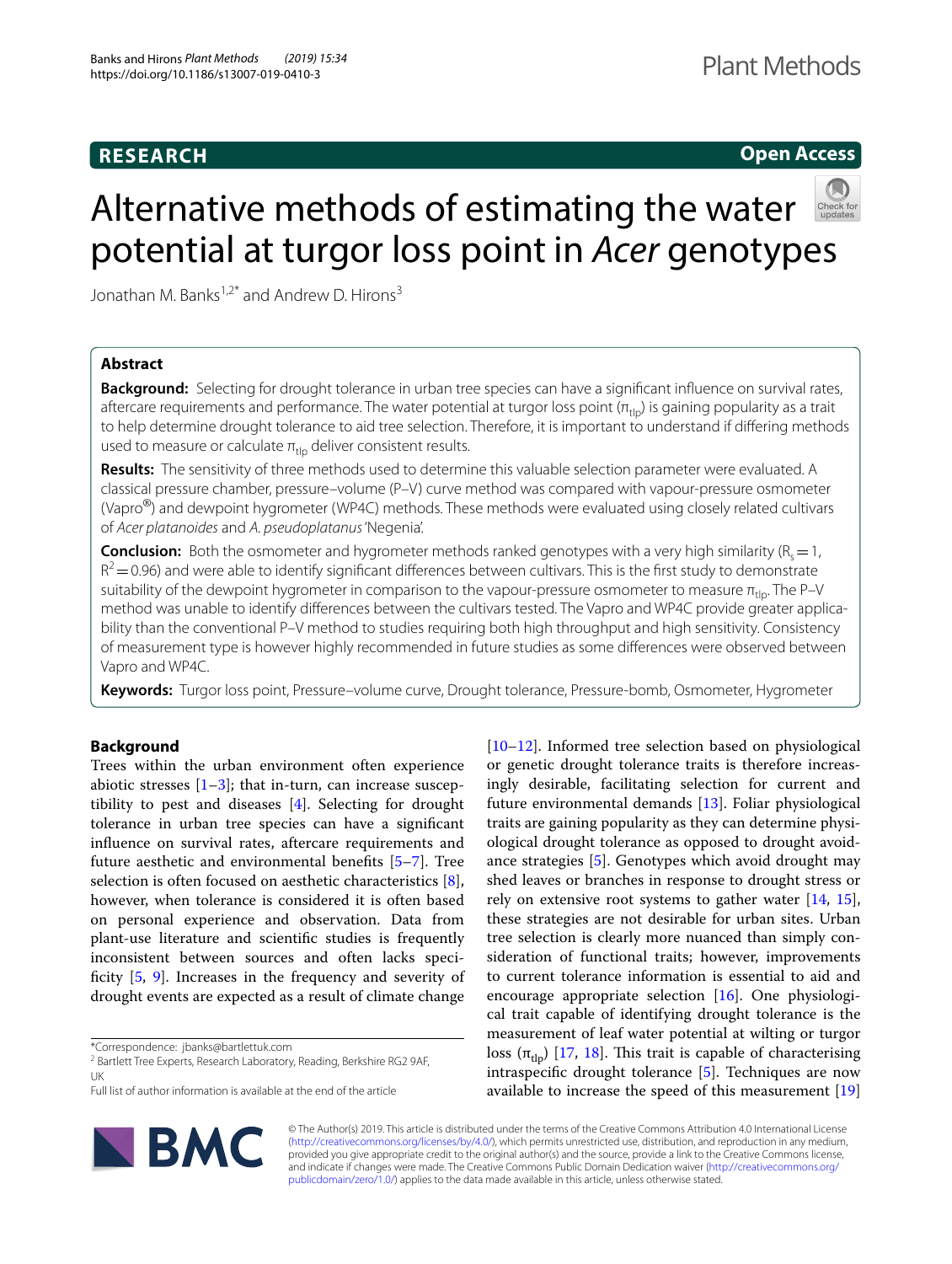RESEARCH

Open Access

# Alternative methods of estimating the water potential at turgor loss point in *Acer* genotypes

Jonathan M. Banks[1,2*] and Andrew D. Hirons[3]

## Abstract

**Background:** Selecting for drought tolerance in urban tree species can have a significant influence on survival rates, aftercare requirements and performance. The water potential at turgor loss point ($\pi_{tlp}$) is gaining popularity as a trait to help determine drought tolerance to aid tree selection. Therefore, it is important to understand if differing methods used to measure or calculate $\pi_{tlp}$ deliver consistent results.

**Results:** The sensitivity of three methods used to determine this valuable selection parameter were evaluated. A classical pressure chamber, pressure–volume (P–V) curve method was compared with vapour-pressure osmometer (Vapro®) and dewpoint hygrometer (WP4C) methods. These methods were evaluated using closely related cultivars of *Acer platanoides* and *A. pseudoplatanus* 'Negenia'.

**Conclusion:** Both the osmometer and hygrometer methods ranked genotypes with a very high similarity ($R_s = 1$, $R^2 = 0.96$) and were able to identify significant differences between cultivars. This is the first study to demonstrate suitability of the dewpoint hygrometer in comparison to the vapour-pressure osmometer to measure $\pi_{tlp}$. The P–V method was unable to identify differences between the cultivars tested. The Vapro and WP4C provide greater applicability than the conventional P–V method to studies requiring both high throughput and high sensitivity. Consistency of measurement type is however highly recommended in future studies as some differences were observed between Vapro and WP4C.

**Keywords:** Turgor loss point, Pressure–volume curve, Drought tolerance, Pressure-bomb, Osmometer, Hygrometer

## Background

Trees within the urban environment often experience abiotic stresses [1–3]; that in-turn, can increase susceptibility to pest and diseases [4]. Selecting for drought tolerance in urban tree species can have a significant influence on survival rates, aftercare requirements and future aesthetic and environmental benefits [5–7]. Tree selection is often focused on aesthetic characteristics [8], however, when tolerance is considered it is often based on personal experience and observation. Data from plant-use literature and scientific studies is frequently inconsistent between sources and often lacks specificity [5, 9]. Increases in the frequency and severity of drought events are expected as a result of climate change [10–12]. Informed tree selection based on physiological or genetic drought tolerance traits is therefore increasingly desirable, facilitating selection for current and future environmental demands [13]. Foliar physiological traits are gaining popularity as they can determine physiological drought tolerance as opposed to drought avoidance strategies [5]. Genotypes which avoid drought may shed leaves or branches in response to drought stress or rely on extensive root systems to gather water [14, 15], these strategies are not desirable for urban sites. Urban tree selection is clearly more nuanced than simply consideration of functional traits; however, improvements to current tolerance information is essential to aid and encourage appropriate selection [16]. One physiological trait capable of identifying drought tolerance is the measurement of leaf water potential at wilting or turgor loss ($\pi_{tlp}$) [17, 18]. This trait is capable of characterising intraspecific drought tolerance [5]. Techniques are now available to increase the speed of this measurement [19]

*Correspondence: jbanks@bartlettuk.com

[2] Bartlett Tree Experts, Research Laboratory, Reading, Berkshire RG2 9AF, UK

Full list of author information is available at the end of the article

© The Author(s) 2019. This article is distributed under the terms of the Creative Commons Attribution 4.0 International License (http://creativecommons.org/licenses/by/4.0/), which permits unrestricted use, distribution, and reproduction in any medium, provided you give appropriate credit to the original author(s) and the source, provide a link to the Creative Commons license, and indicate if changes were made. The Creative Commons Public Domain Dedication waiver (http://creativecommons.org/publicdomain/zero/1.0/) applies to the data made available in this article, unless otherwise stated.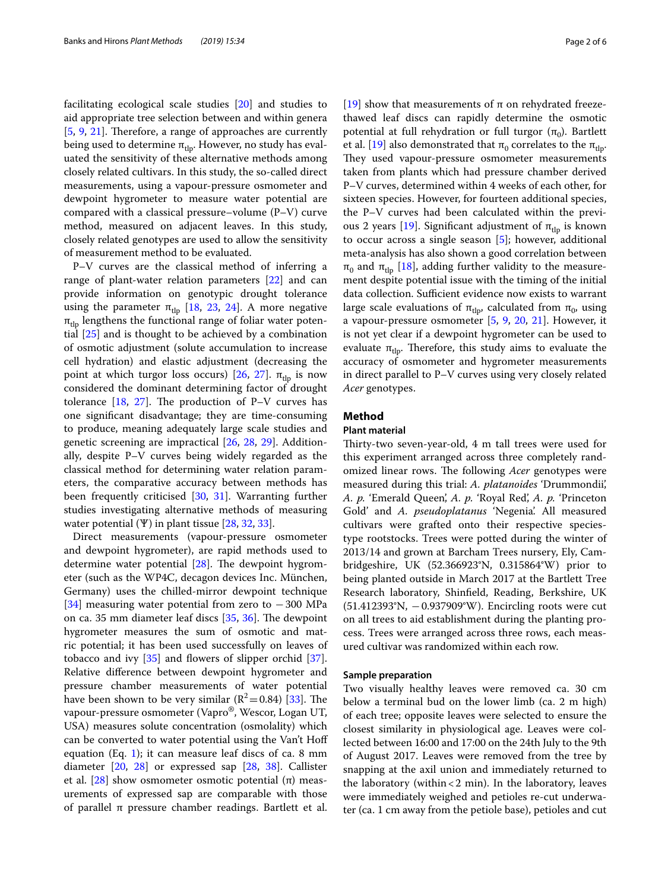facilitating ecological scale studies [20] and studies to aid appropriate tree selection between and within genera [5, 9, 21]. Therefore, a range of approaches are currently being used to determine $\pi_{tlp}$. However, no study has evaluated the sensitivity of these alternative methods among closely related cultivars. In this study, the so-called direct measurements, using a vapour-pressure osmometer and dewpoint hygrometer to measure water potential are compared with a classical pressure–volume (P–V) curve method, measured on adjacent leaves. In this study, closely related genotypes are used to allow the sensitivity of measurement method to be evaluated.

P–V curves are the classical method of inferring a range of plant-water relation parameters [22] and can provide information on genotypic drought tolerance using the parameter $\pi_{tlp}$ [18, 23, 24]. A more negative $\pi_{tlp}$ lengthens the functional range of foliar water potential [25] and is thought to be achieved by a combination of osmotic adjustment (solute accumulation to increase cell hydration) and elastic adjustment (decreasing the point at which turgor loss occurs) [26, 27]. $\pi_{tlp}$ is now considered the dominant determining factor of drought tolerance [18, 27]. The production of P–V curves has one significant disadvantage; they are time-consuming to produce, meaning adequately large scale studies and genetic screening are impractical [26, 28, 29]. Additionally, despite P–V curves being widely regarded as the classical method for determining water relation parameters, the comparative accuracy between methods has been frequently criticised [30, 31]. Warranting further studies investigating alternative methods of measuring water potential (Ψ) in plant tissue [28, 32, 33].

Direct measurements (vapour-pressure osmometer and dewpoint hygrometer), are rapid methods used to determine water potential [28]. The dewpoint hygrometer (such as the WP4C, decagon devices Inc. München, Germany) uses the chilled-mirror dewpoint technique [34] measuring water potential from zero to −300 MPa on ca. 35 mm diameter leaf discs [35, 36]. The dewpoint hygrometer measures the sum of osmotic and matric potential; it has been used successfully on leaves of tobacco and ivy [35] and flowers of slipper orchid [37]. Relative difference between dewpoint hygrometer and pressure chamber measurements of water potential have been shown to be very similar ($R^2 = 0.84$) [33]. The vapour-pressure osmometer (Vapro®, Wescor, Logan UT, USA) measures solute concentration (osmolality) which can be converted to water potential using the Van't Hoff equation (Eq. 1); it can measure leaf discs of ca. 8 mm diameter [20, 28] or expressed sap [28, 38]. Callister et al. [28] show osmometer osmotic potential (π) measurements of expressed sap are comparable with those of parallel π pressure chamber readings. Bartlett et al. [19] show that measurements of π on rehydrated freeze-thawed leaf discs can rapidly determine the osmotic potential at full rehydration or full turgor ($\pi_0$). Bartlett et al. [19] also demonstrated that $\pi_0$ correlates to the $\pi_{tlp}$. They used vapour-pressure osmometer measurements taken from plants which had pressure chamber derived P–V curves, determined within 4 weeks of each other, for sixteen species. However, for fourteen additional species, the P–V curves had been calculated within the previous 2 years [19]. Significant adjustment of $\pi_{tlp}$ is known to occur across a single season [5]; however, additional meta-analysis has also shown a good correlation between $\pi_0$ and $\pi_{tlp}$ [18], adding further validity to the measurement despite potential issue with the timing of the initial data collection. Sufficient evidence now exists to warrant large scale evaluations of $\pi_{tlp}$, calculated from $\pi_0$, using a vapour-pressure osmometer [5, 9, 20, 21]. However, it is not yet clear if a dewpoint hygrometer can be used to evaluate $\pi_{tlp}$. Therefore, this study aims to evaluate the accuracy of osmometer and hygrometer measurements in direct parallel to P–V curves using very closely related *Acer* genotypes.

## Method

### Plant material

Thirty-two seven-year-old, 4 m tall trees were used for this experiment arranged across three completely randomized linear rows. The following *Acer* genotypes were measured during this trial: *A. platanoides* 'Drummondii', *A. p.* 'Emerald Queen', *A. p.* 'Royal Red', *A. p.* 'Princeton Gold' and *A. pseudoplatanus* 'Negenia'. All measured cultivars were grafted onto their respective species-type rootstocks. Trees were potted during the winter of 2013/14 and grown at Barcham Trees nursery, Ely, Cambridgeshire, UK (52.366923°N, 0.315864°W) prior to being planted outside in March 2017 at the Bartlett Tree Research laboratory, Shinfield, Reading, Berkshire, UK (51.412393°N, −0.937909°W). Encircling roots were cut on all trees to aid establishment during the planting process. Trees were arranged across three rows, each measured cultivar was randomized within each row.

### Sample preparation

Two visually healthy leaves were removed ca. 30 cm below a terminal bud on the lower limb (ca. 2 m high) of each tree; opposite leaves were selected to ensure the closest similarity in physiological age. Leaves were collected between 16:00 and 17:00 on the 24th July to the 9th of August 2017. Leaves were removed from the tree by snapping at the axil union and immediately returned to the laboratory (within < 2 min). In the laboratory, leaves were immediately weighed and petioles re-cut underwater (ca. 1 cm away from the petiole base), petioles and cut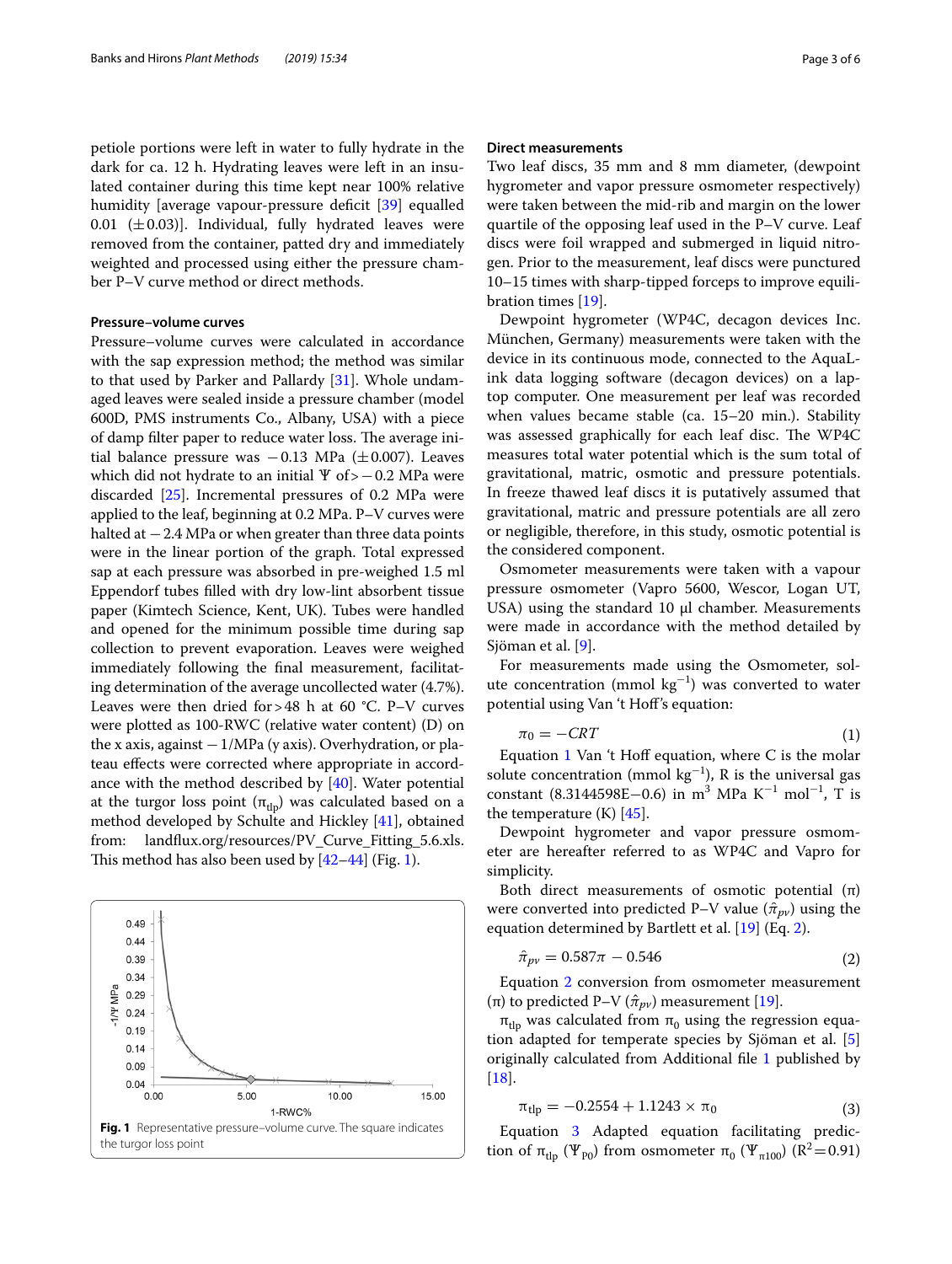petiole portions were left in water to fully hydrate in the dark for ca. 12 h. Hydrating leaves were left in an insulated container during this time kept near 100% relative humidity [average vapour-pressure deficit [39] equalled 0.01 (±0.03)]. Individual, fully hydrated leaves were removed from the container, patted dry and immediately weighted and processed using either the pressure chamber P–V curve method or direct methods.

### Pressure–volume curves

Pressure–volume curves were calculated in accordance with the sap expression method; the method was similar to that used by Parker and Pallardy [31]. Whole undamaged leaves were sealed inside a pressure chamber (model 600D, PMS instruments Co., Albany, USA) with a piece of damp filter paper to reduce water loss. The average initial balance pressure was −0.13 MPa (±0.007). Leaves which did not hydrate to an initial Ψ of > −0.2 MPa were discarded [25]. Incremental pressures of 0.2 MPa were applied to the leaf, beginning at 0.2 MPa. P–V curves were halted at −2.4 MPa or when greater than three data points were in the linear portion of the graph. Total expressed sap at each pressure was absorbed in pre-weighed 1.5 ml Eppendorf tubes filled with dry low-lint absorbent tissue paper (Kimtech Science, Kent, UK). Tubes were handled and opened for the minimum possible time during sap collection to prevent evaporation. Leaves were weighed immediately following the final measurement, facilitating determination of the average uncollected water (4.7%). Leaves were then dried for > 48 h at 60 °C. P–V curves were plotted as 100-RWC (relative water content) (D) on the x axis, against −1/MPa (y axis). Overhydration, or plateau effects were corrected where appropriate in accordance with the method described by [40]. Water potential at the turgor loss point ($\pi_{tlp}$) was calculated based on a method developed by Schulte and Hickley [41], obtained from: landflux.org/resources/PV_Curve_Fitting_5.6.xls. This method has also been used by [42–44] (Fig. 1).

**Fig. 1** Representative pressure–volume curve. The square indicates the turgor loss point

### Direct measurements

Two leaf discs, 35 mm and 8 mm diameter, (dewpoint hygrometer and vapor pressure osmometer respectively) were taken between the mid-rib and margin on the lower quartile of the opposing leaf used in the P–V curve. Leaf discs were foil wrapped and submerged in liquid nitrogen. Prior to the measurement, leaf discs were punctured 10–15 times with sharp-tipped forceps to improve equilibration times [19].

Dewpoint hygrometer (WP4C, decagon devices Inc. München, Germany) measurements were taken with the device in its continuous mode, connected to the AquaLink data logging software (decagon devices) on a laptop computer. One measurement per leaf was recorded when values became stable (ca. 15–20 min.). Stability was assessed graphically for each leaf disc. The WP4C measures total water potential which is the sum total of gravitational, matric, osmotic and pressure potentials. In freeze thawed leaf discs it is putatively assumed that gravitational, matric and pressure potentials are all zero or negligible, therefore, in this study, osmotic potential is the considered component.

Osmometer measurements were taken with a vapour pressure osmometer (Vapro 5600, Wescor, Logan UT, USA) using the standard 10 µl chamber. Measurements were made in accordance with the method detailed by Sjöman et al. [9].

For measurements made using the Osmometer, solute concentration (mmol $kg^{-1}$) was converted to water potential using Van 't Hoff's equation:

$$\pi_0 = -CRT \tag{1}$$

Equation 1 Van 't Hoff equation, where C is the molar solute concentration (mmol $kg^{-1}$), R is the universal gas constant (8.3144598E−0.6) in $m^3$ MPa $K^{-1}$ $mol^{-1}$, T is the temperature (K) [45].

Dewpoint hygrometer and vapor pressure osmometer are hereafter referred to as WP4C and Vapro for simplicity.

Both direct measurements of osmotic potential (π) were converted into predicted P–V value ($\hat{\pi}_{pv}$) using the equation determined by Bartlett et al. [19] (Eq. 2).

$$\hat{\pi}_{pv} = 0.587\pi - 0.546 \tag{2}$$

Equation 2 conversion from osmometer measurement (π) to predicted P–V ($\hat{\pi}_{pv}$) measurement [19].

$\pi_{tlp}$ was calculated from $\pi_0$ using the regression equation adapted for temperate species by Sjöman et al. [5] originally calculated from Additional file 1 published by [18].

$$\pi_{tlp} = -0.2554 + 1.1243 \times \pi_0 \tag{3}$$

Equation 3 Adapted equation facilitating prediction of $\pi_{tlp}$ ($\Psi_{P0}$) from osmometer $\pi_0$ ($\Psi_{\pi100}$) ($R^2 = 0.91$)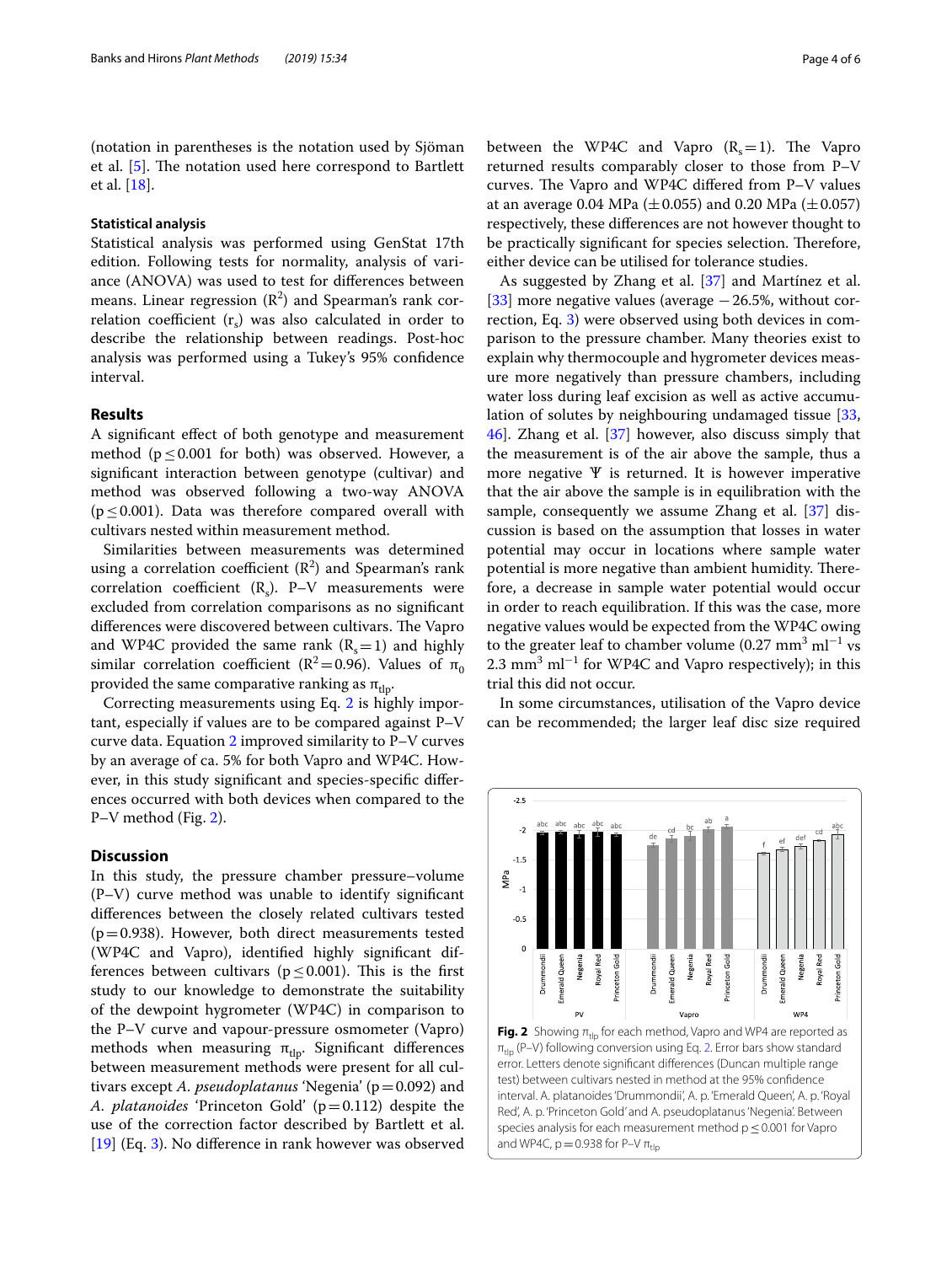(notation in parentheses is the notation used by Sjöman et al. [5]. The notation used here correspond to Bartlett et al. [18].

### Statistical analysis

Statistical analysis was performed using GenStat 17th edition. Following tests for normality, analysis of variance (ANOVA) was used to test for differences between means. Linear regression ($R^2$) and Spearman's rank correlation coefficient ($r_s$) was also calculated in order to describe the relationship between readings. Post-hoc analysis was performed using a Tukey's 95% confidence interval.

## Results

A significant effect of both genotype and measurement method ($p \leq 0.001$ for both) was observed. However, a significant interaction between genotype (cultivar) and method was observed following a two-way ANOVA ($p \leq 0.001$). Data was therefore compared overall with cultivars nested within measurement method.

Similarities between measurements was determined using a correlation coefficient ($R^2$) and Spearman's rank correlation coefficient ($R_s$). P–V measurements were excluded from correlation comparisons as no significant differences were discovered between cultivars. The Vapro and WP4C provided the same rank ($R_s = 1$) and highly similar correlation coefficient ($R^2 = 0.96$). Values of $\pi_0$ provided the same comparative ranking as $\pi_{tlp}$.

Correcting measurements using Eq. 2 is highly important, especially if values are to be compared against P–V curve data. Equation 2 improved similarity to P–V curves by an average of ca. 5% for both Vapro and WP4C. However, in this study significant and species-specific differences occurred with both devices when compared to the P–V method (Fig. 2).

## Discussion

In this study, the pressure chamber pressure–volume (P–V) curve method was unable to identify significant differences between the closely related cultivars tested ($p = 0.938$). However, both direct measurements tested (WP4C and Vapro), identified highly significant differences between cultivars ($p \leq 0.001$). This is the first study to our knowledge to demonstrate the suitability of the dewpoint hygrometer (WP4C) in comparison to the P–V curve and vapour-pressure osmometer (Vapro) methods when measuring $\pi_{tlp}$. Significant differences between measurement methods were present for all cultivars except *A. pseudoplatanus* 'Negenia' ($p = 0.092$) and *A. platanoides* 'Princeton Gold' ($p = 0.112$) despite the use of the correction factor described by Bartlett et al. [19] (Eq. 3). No difference in rank however was observed between the WP4C and Vapro ($R_s = 1$). The Vapro returned results comparably closer to those from P–V curves. The Vapro and WP4C differed from P–V values at an average 0.04 MPa (±0.055) and 0.20 MPa (±0.057) respectively, these differences are not however thought to be practically significant for species selection. Therefore, either device can be utilised for tolerance studies.

As suggested by Zhang et al. [37] and Martínez et al. [33] more negative values (average −26.5%, without correction, Eq. 3) were observed using both devices in comparison to the pressure chamber. Many theories exist to explain why thermocouple and hygrometer devices measure more negatively than pressure chambers, including water loss during leaf excision as well as active accumulation of solutes by neighbouring undamaged tissue [33, 46]. Zhang et al. [37] however, also discuss simply that the measurement is of the air above the sample, thus a more negative Ψ is returned. It is however imperative that the air above the sample is in equilibration with the sample, consequently we assume Zhang et al. [37] discussion is based on the assumption that losses in water potential may occur in locations where sample water potential is more negative than ambient humidity. Therefore, a decrease in sample water potential would occur in order to reach equilibration. If this was the case, more negative values would be expected from the WP4C owing to the greater leaf to chamber volume (0.27 $mm^3\ ml^{-1}$ vs 2.3 $mm^3\ ml^{-1}$ for WP4C and Vapro respectively); in this trial this did not occur.

In some circumstances, utilisation of the Vapro device can be recommended; the larger leaf disc size required

**Fig. 2** Showing $\pi_{tlp}$ for each method, Vapro and WP4 are reported as $\pi_{tlp}$ (P–V) following conversion using Eq. 2. Error bars show standard error. Letters denote significant differences (Duncan multiple range test) between cultivars nested in method at the 95% confidence interval. A. platanoides 'Drummondii', A. p. 'Emerald Queen', A. p. 'Royal Red', A. p. 'Princeton Gold' and A. pseudoplatanus 'Negenia'. Between species analysis for each measurement method $p \leq 0.001$ for Vapro and WP4C, $p = 0.938$ for P–V $\pi_{tlp}$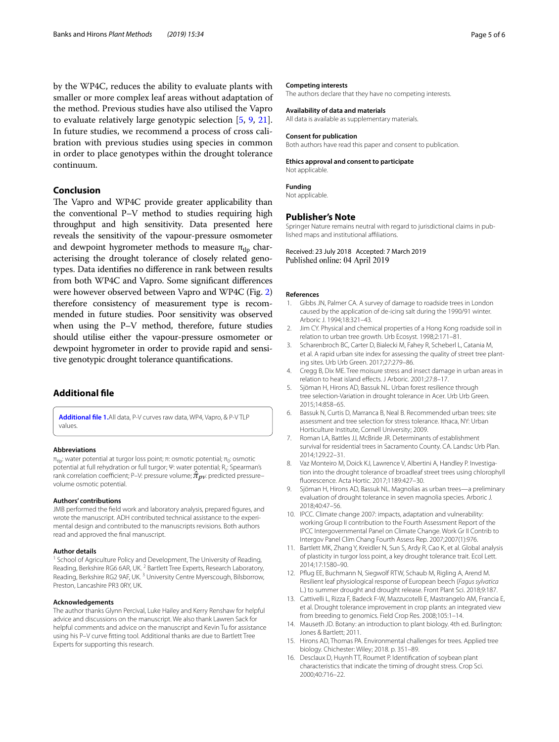by the WP4C, reduces the ability to evaluate plants with smaller or more complex leaf areas without adaptation of the method. Previous studies have also utilised the Vapro to evaluate relatively large genotypic selection [5, 9, 21]. In future studies, we recommend a process of cross calibration with previous studies using species in common in order to place genotypes within the drought tolerance continuum.

## Conclusion

The Vapro and WP4C provide greater applicability than the conventional P–V method to studies requiring high throughput and high sensitivity. Data presented here reveals the sensitivity of the vapour-pressure osmometer and dewpoint hygrometer methods to measure $\pi_{tlp}$ characterising the drought tolerance of closely related genotypes. Data identifies no difference in rank between results from both WP4C and Vapro. Some significant differences were however observed between Vapro and WP4C (Fig. 2) therefore consistency of measurement type is recommended in future studies. Poor sensitivity was observed when using the P–V method, therefore, future studies should utilise either the vapour-pressure osmometer or dewpoint hygrometer in order to provide rapid and sensitive genotypic drought tolerance quantifications.

## Additional file

**Additional file 1.** All data, P-V curves raw data, WP4, Vapro, & P-V TLP values.

### Abbreviations

$\pi_{tlp}$: water potential at turgor loss point; $\pi$: osmotic potential; $\pi_0$: osmotic potential at full rehydration or full turgor; $\Psi$: water potential; $R_s$: Spearman's rank correlation coefficient; P–V: pressure volume; $\hat{\pi}_{pv}$: predicted pressure–volume osmotic potential.

### Authors' contributions

JMB performed the field work and laboratory analysis, prepared figures, and wrote the manuscript. ADH contributed technical assistance to the experimental design and contributed to the manuscripts revisions. Both authors read and approved the final manuscript.

### Author details

[1] School of Agriculture Policy and Development, The University of Reading, Reading, Berkshire RG6 6AR, UK. [2] Bartlett Tree Experts, Research Laboratory, Reading, Berkshire RG2 9AF, UK. [3] University Centre Myerscough, Bilsborrow, Preston, Lancashire PR3 0RY, UK.

### Acknowledgements

The author thanks Glynn Percival, Luke Hailey and Kerry Renshaw for helpful advice and discussions on the manuscript. We also thank Lawren Sack for helpful comments and advice on the manuscript and Kevin Tu for assistance using his P–V curve fitting tool. Additional thanks are due to Bartlett Tree Experts for supporting this research.

### Competing interests

The authors declare that they have no competing interests.

### Availability of data and materials

All data is available as supplementary materials.

### Consent for publication

Both authors have read this paper and consent to publication.

### Ethics approval and consent to participate

Not applicable.

### Funding

Not applicable.

## Publisher's Note

Springer Nature remains neutral with regard to jurisdictional claims in published maps and institutional affiliations.

Received: 23 July 2018 Accepted: 7 March 2019
Published online: 04 April 2019

### References

1. Gibbs JN, Palmer CA. A survey of damage to roadside trees in London caused by the application of de-icing salt during the 1990/91 winter. Arboric J. 1994;18:321–43.
2. Jim CY. Physical and chemical properties of a Hong Kong roadside soil in relation to urban tree growth. Urb Ecosyst. 1998;2:171–81.
3. Scharenbroch BC, Carter D, Bialecki M, Fahey R, Scheberl L, Catania M, et al. A rapid urban site index for assessing the quality of street tree planting sites. Urb Urb Green. 2017;27:279–86.
4. Cregg B, Dix ME. Tree moisture stress and insect damage in urban areas in relation to heat island effects. J Arboric. 2001;27:8–17.
5. Sjöman H, Hirons AD, Bassuk NL. Urban forest resilience through tree selection-Variation in drought tolerance in Acer. Urb Urb Green. 2015;14:858–65.
6. Bassuk N, Curtis D, Marranca B, Neal B. Recommended urban trees: site assessment and tree selection for stress tolerance. Ithaca, NY: Urban Horticulture Institute, Cornell University; 2009.
7. Roman LA, Battles JJ, McBride JR. Determinants of establishment survival for residential trees in Sacramento County. CA. Landsc Urb Plan. 2014;129:22–31.
8. Vaz Monteiro M, Doick KJ, Lawrence V, Albertini A, Handley P. Investigation into the drought tolerance of broadleaf street trees using chlorophyll fluorescence. Acta Hortic. 2017;1189:427–30.
9. Sjöman H, Hirons AD, Bassuk NL. Magnolias as urban trees—a preliminary evaluation of drought tolerance in seven magnolia species. Arboric J. 2018;40:47–56.
10. IPCC. Climate change 2007: impacts, adaptation and vulnerability: working Group II contribution to the Fourth Assessment Report of the IPCC Intergovernmental Panel on Climate Change. Work Gr II Contrib to Intergov Panel Clim Chang Fourth Assess Rep. 2007;2007(1):976.
11. Bartlett MK, Zhang Y, Kreidler N, Sun S, Ardy R, Cao K, et al. Global analysis of plasticity in turgor loss point, a key drought tolerance trait. Ecol Lett. 2014;17:1580–90.
12. Pflug EE, Buchmann N, Siegwolf RTW, Schaub M, Rigling A, Arend M. Resilient leaf physiological response of European beech (*Fagus sylvatica* L.) to summer drought and drought release. Front Plant Sci. 2018;9:187.
13. Cattivelli L, Rizza F, Badeck F-W, Mazzucotelli E, Mastrangelo AM, Francia E, et al. Drought tolerance improvement in crop plants: an integrated view from breeding to genomics. Field Crop Res. 2008;105:1–14.
14. Mauseth JD. Botany: an introduction to plant biology. 4th ed. Burlington: Jones & Bartlett; 2011.
15. Hirons AD, Thomas PA. Environmental challenges for trees. Applied tree biology. Chichester: Wiley; 2018. p. 351–89.
16. Desclaux D, Huynh TT, Roumet P. Identification of soybean plant characteristics that indicate the timing of drought stress. Crop Sci. 2000;40:716–22.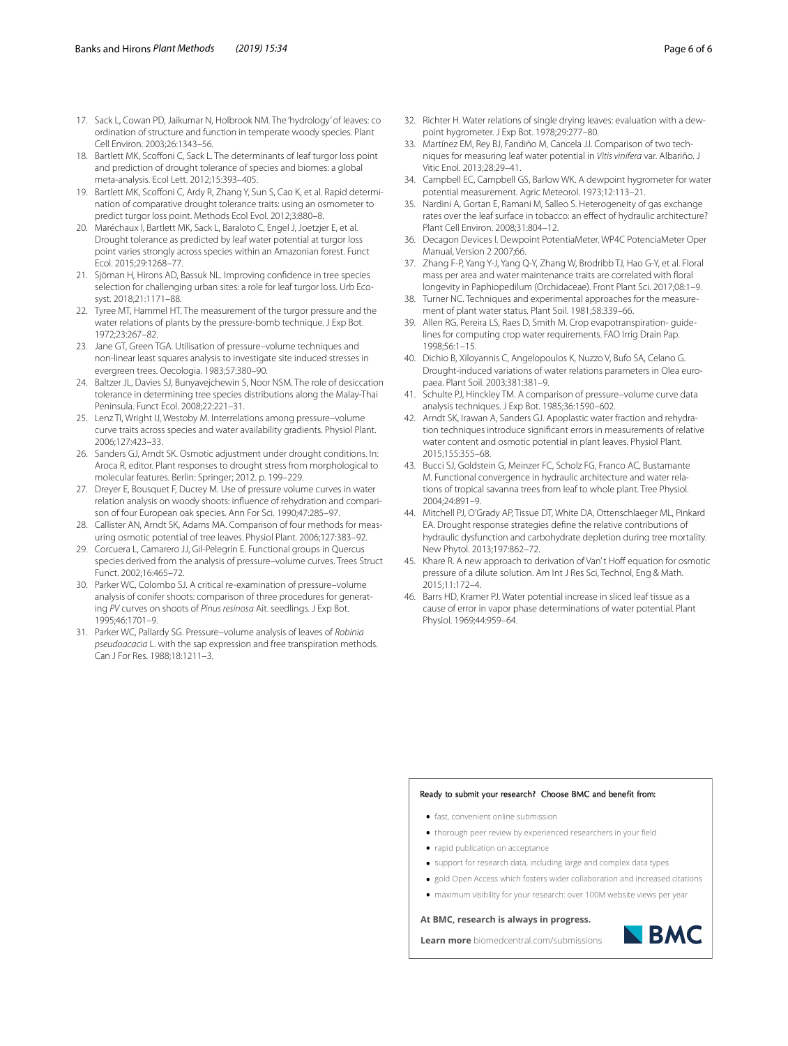17. Sack L, Cowan PD, Jaikumar N, Holbrook NM. The 'hydrology' of leaves: co ordination of structure and function in temperate woody species. Plant Cell Environ. 2003;26:1343–56.
18. Bartlett MK, Scoffoni C, Sack L. The determinants of leaf turgor loss point and prediction of drought tolerance of species and biomes: a global meta-analysis. Ecol Lett. 2012;15:393–405.
19. Bartlett MK, Scoffoni C, Ardy R, Zhang Y, Sun S, Cao K, et al. Rapid determination of comparative drought tolerance traits: using an osmometer to predict turgor loss point. Methods Ecol Evol. 2012;3:880–8.
20. Maréchaux I, Bartlett MK, Sack L, Baraloto C, Engel J, Joetzjer E, et al. Drought tolerance as predicted by leaf water potential at turgor loss point varies strongly across species within an Amazonian forest. Funct Ecol. 2015;29:1268–77.
21. Sjöman H, Hirons AD, Bassuk NL. Improving confidence in tree species selection for challenging urban sites: a role for leaf turgor loss. Urb Ecosyst. 2018;21:1171–88.
22. Tyree MT, Hammel HT. The measurement of the turgor pressure and the water relations of plants by the pressure-bomb technique. J Exp Bot. 1972;23:267–82.
23. Jane GT, Green TGA. Utilisation of pressure–volume techniques and non-linear least squares analysis to investigate site induced stresses in evergreen trees. Oecologia. 1983;57:380–90.
24. Baltzer JL, Davies SJ, Bunyavejchewin S, Noor NSM. The role of desiccation tolerance in determining tree species distributions along the Malay-Thai Peninsula. Funct Ecol. 2008;22:221–31.
25. Lenz TI, Wright IJ, Westoby M. Interrelations among pressure–volume curve traits across species and water availability gradients. Physiol Plant. 2006;127:423–33.
26. Sanders GJ, Arndt SK. Osmotic adjustment under drought conditions. In: Aroca R, editor. Plant responses to drought stress from morphological to molecular features. Berlin: Springer; 2012. p. 199–229.
27. Dreyer E, Bousquet F, Ducrey M. Use of pressure volume curves in water relation analysis on woody shoots: influence of rehydration and comparison of four European oak species. Ann For Sci. 1990;47:285–97.
28. Callister AN, Arndt SK, Adams MA. Comparison of four methods for measuring osmotic potential of tree leaves. Physiol Plant. 2006;127:383–92.
29. Corcuera L, Camarero JJ, Gil-Pelegrín E. Functional groups in Quercus species derived from the analysis of pressure–volume curves. Trees Struct Funct. 2002;16:465–72.
30. Parker WC, Colombo SJ. A critical re-examination of pressure–volume analysis of conifer shoots: comparison of three procedures for generating *PV* curves on shoots of *Pinus resinosa* Ait. seedlings. J Exp Bot. 1995;46:1701–9.
31. Parker WC, Pallardy SG. Pressure–volume analysis of leaves of *Robinia pseudoacacia* L. with the sap expression and free transpiration methods. Can J For Res. 1988;18:1211–3.
32. Richter H. Water relations of single drying leaves: evaluation with a dewpoint hygrometer. J Exp Bot. 1978;29:277–80.
33. Martínez EM, Rey BJ, Fandiño M, Cancela JJ. Comparison of two techniques for measuring leaf water potential in *Vitis vinifera* var. Albariño. J Vitic Enol. 2013;28:29–41.
34. Campbell EC, Campbell GS, Barlow WK. A dewpoint hygrometer for water potential measurement. Agric Meteorol. 1973;12:113–21.
35. Nardini A, Gortan E, Ramani M, Salleo S. Heterogeneity of gas exchange rates over the leaf surface in tobacco: an effect of hydraulic architecture? Plant Cell Environ. 2008;31:804–12.
36. Decagon Devices I. Dewpoint PotentiaMeter. WP4C PotenciaMeter Oper Manual, Version 2 2007;66.
37. Zhang F-P, Yang Y-J, Yang Q-Y, Zhang W, Brodribb TJ, Hao G-Y, et al. Floral mass per area and water maintenance traits are correlated with floral longevity in Paphiopedilum (Orchidaceae). Front Plant Sci. 2017;08:1–9.
38. Turner NC. Techniques and experimental approaches for the measurement of plant water status. Plant Soil. 1981;58:339–66.
39. Allen RG, Pereira LS, Raes D, Smith M. Crop evapotranspiration- guidelines for computing crop water requirements. FAO Irrig Drain Pap. 1998;56:1–15.
40. Dichio B, Xiloyannis C, Angelopoulos K, Nuzzo V, Bufo SA, Celano G. Drought-induced variations of water relations parameters in Olea europaea. Plant Soil. 2003;381:381–9.
41. Schulte PJ, Hinckley TM. A comparison of pressure–volume curve data analysis techniques. J Exp Bot. 1985;36:1590–602.
42. Arndt SK, Irawan A, Sanders GJ. Apoplastic water fraction and rehydration techniques introduce significant errors in measurements of relative water content and osmotic potential in plant leaves. Physiol Plant. 2015;155:355–68.
43. Bucci SJ, Goldstein G, Meinzer FC, Scholz FG, Franco AC, Bustamante M. Functional convergence in hydraulic architecture and water relations of tropical savanna trees from leaf to whole plant. Tree Physiol. 2004;24:891–9.
44. Mitchell PJ, O'Grady AP, Tissue DT, White DA, Ottenschlaeger ML, Pinkard EA. Drought response strategies define the relative contributions of hydraulic dysfunction and carbohydrate depletion during tree mortality. New Phytol. 2013;197:862–72.
45. Khare R. A new approach to derivation of Van' t Hoff equation for osmotic pressure of a dilute solution. Am Int J Res Sci, Technol, Eng & Math. 2015;11:172–4.
46. Barrs HD, Kramer PJ. Water potential increase in sliced leaf tissue as a cause of error in vapor phase determinations of water potential. Plant Physiol. 1969;44:959–64.

Ready to submit your research? Choose BMC and benefit from:

- fast, convenient online submission
- thorough peer review by experienced researchers in your field
- rapid publication on acceptance
- support for research data, including large and complex data types
- gold Open Access which fosters wider collaboration and increased citations
- maximum visibility for your research: over 100M website views per year

**At BMC, research is always in progress.**

**Learn more** biomedcentral.com/submissions

BMC